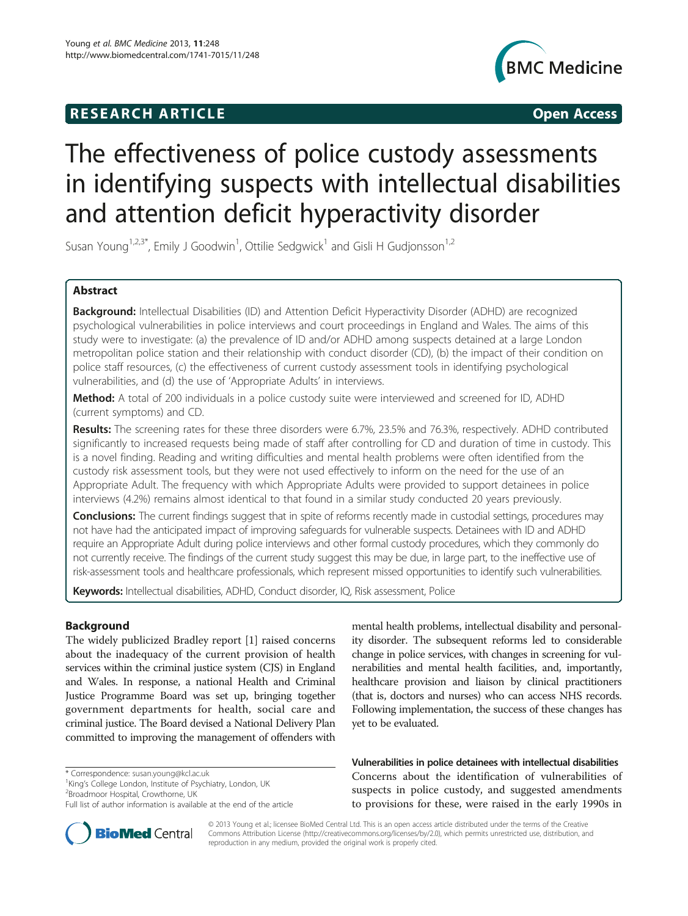RESEARCH ARTICLE

Open Access

# The effectiveness of police custody assessments in identifying suspects with intellectual disabilities and attention deficit hyperactivity disorder

Susan Young[1,2,3*], Emily J Goodwin[1], Ottilie Sedgwick[1] and Gisli H Gudjonsson[1,2]

## Abstract

**Background:** Intellectual Disabilities (ID) and Attention Deficit Hyperactivity Disorder (ADHD) are recognized psychological vulnerabilities in police interviews and court proceedings in England and Wales. The aims of this study were to investigate: (a) the prevalence of ID and/or ADHD among suspects detained at a large London metropolitan police station and their relationship with conduct disorder (CD), (b) the impact of their condition on police staff resources, (c) the effectiveness of current custody assessment tools in identifying psychological vulnerabilities, and (d) the use of 'Appropriate Adults' in interviews.

**Method:** A total of 200 individuals in a police custody suite were interviewed and screened for ID, ADHD (current symptoms) and CD.

**Results:** The screening rates for these three disorders were 6.7%, 23.5% and 76.3%, respectively. ADHD contributed significantly to increased requests being made of staff after controlling for CD and duration of time in custody. This is a novel finding. Reading and writing difficulties and mental health problems were often identified from the custody risk assessment tools, but they were not used effectively to inform on the need for the use of an Appropriate Adult. The frequency with which Appropriate Adults were provided to support detainees in police interviews (4.2%) remains almost identical to that found in a similar study conducted 20 years previously.

**Conclusions:** The current findings suggest that in spite of reforms recently made in custodial settings, procedures may not have had the anticipated impact of improving safeguards for vulnerable suspects. Detainees with ID and ADHD require an Appropriate Adult during police interviews and other formal custody procedures, which they commonly do not currently receive. The findings of the current study suggest this may be due, in large part, to the ineffective use of risk-assessment tools and healthcare professionals, which represent missed opportunities to identify such vulnerabilities.

**Keywords:** Intellectual disabilities, ADHD, Conduct disorder, IQ, Risk assessment, Police

## Background

The widely publicized Bradley report [1] raised concerns about the inadequacy of the current provision of health services within the criminal justice system (CJS) in England and Wales. In response, a national Health and Criminal Justice Programme Board was set up, bringing together government departments for health, social care and criminal justice. The Board devised a National Delivery Plan committed to improving the management of offenders with mental health problems, intellectual disability and personality disorder. The subsequent reforms led to considerable change in police services, with changes in screening for vulnerabilities and mental health facilities, and, importantly, healthcare provision and liaison by clinical practitioners (that is, doctors and nurses) who can access NHS records. Following implementation, the success of these changes has yet to be evaluated.

### Vulnerabilities in police detainees with intellectual disabilities

Concerns about the identification of vulnerabilities of suspects in police custody, and suggested amendments to provisions for these, were raised in the early 1990s in

\* Correspondence: susan.young@kcl.ac.uk
[1]King's College London, Institute of Psychiatry, London, UK
[2]Broadmoor Hospital, Crowthorne, UK
Full list of author information is available at the end of the article

© 2013 Young et al.; licensee BioMed Central Ltd. This is an open access article distributed under the terms of the Creative Commons Attribution License (http://creativecommons.org/licenses/by/2.0), which permits unrestricted use, distribution, and reproduction in any medium, provided the original work is properly cited.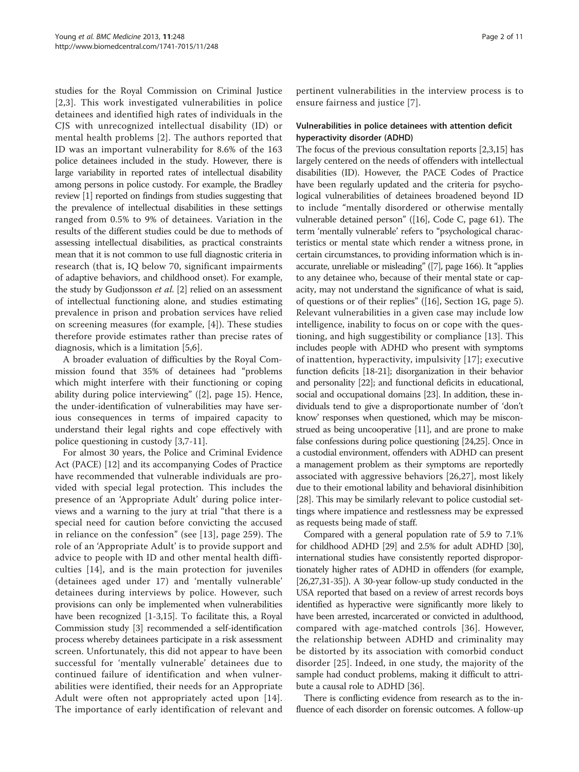studies for the Royal Commission on Criminal Justice [2,3]. This work investigated vulnerabilities in police detainees and identified high rates of individuals in the CJS with unrecognized intellectual disability (ID) or mental health problems [2]. The authors reported that ID was an important vulnerability for 8.6% of the 163 police detainees included in the study. However, there is large variability in reported rates of intellectual disability among persons in police custody. For example, the Bradley review [1] reported on findings from studies suggesting that the prevalence of intellectual disabilities in these settings ranged from 0.5% to 9% of detainees. Variation in the results of the different studies could be due to methods of assessing intellectual disabilities, as practical constraints mean that it is not common to use full diagnostic criteria in research (that is, IQ below 70, significant impairments of adaptive behaviors, and childhood onset). For example, the study by Gudjonsson *et al.* [2] relied on an assessment of intellectual functioning alone, and studies estimating prevalence in prison and probation services have relied on screening measures (for example, [4]). These studies therefore provide estimates rather than precise rates of diagnosis, which is a limitation [5,6].

A broader evaluation of difficulties by the Royal Commission found that 35% of detainees had "problems which might interfere with their functioning or coping ability during police interviewing" ([2], page 15). Hence, the under-identification of vulnerabilities may have serious consequences in terms of impaired capacity to understand their legal rights and cope effectively with police questioning in custody [3,7-11].

For almost 30 years, the Police and Criminal Evidence Act (PACE) [12] and its accompanying Codes of Practice have recommended that vulnerable individuals are provided with special legal protection. This includes the presence of an 'Appropriate Adult' during police interviews and a warning to the jury at trial "that there is a special need for caution before convicting the accused in reliance on the confession" (see [13], page 259). The role of an 'Appropriate Adult' is to provide support and advice to people with ID and other mental health difficulties [14], and is the main protection for juveniles (detainees aged under 17) and 'mentally vulnerable' detainees during interviews by police. However, such provisions can only be implemented when vulnerabilities have been recognized [1-3,15]. To facilitate this, a Royal Commission study [3] recommended a self-identification process whereby detainees participate in a risk assessment screen. Unfortunately, this did not appear to have been successful for 'mentally vulnerable' detainees due to continued failure of identification and when vulnerabilities were identified, their needs for an Appropriate Adult were often not appropriately acted upon [14]. The importance of early identification of relevant and pertinent vulnerabilities in the interview process is to ensure fairness and justice [7].

### Vulnerabilities in police detainees with attention deficit hyperactivity disorder (ADHD)

The focus of the previous consultation reports [2,3,15] has largely centered on the needs of offenders with intellectual disabilities (ID). However, the PACE Codes of Practice have been regularly updated and the criteria for psychological vulnerabilities of detainees broadened beyond ID to include "mentally disordered or otherwise mentally vulnerable detained person" ([16], Code C, page 61). The term 'mentally vulnerable' refers to "psychological characteristics or mental state which render a witness prone, in certain circumstances, to providing information which is inaccurate, unreliable or misleading" ([7], page 166). It "applies to any detainee who, because of their mental state or capacity, may not understand the significance of what is said, of questions or of their replies" ([16], Section 1G, page 5). Relevant vulnerabilities in a given case may include low intelligence, inability to focus on or cope with the questioning, and high suggestibility or compliance [13]. This includes people with ADHD who present with symptoms of inattention, hyperactivity, impulsivity [17]; executive function deficits [18-21]; disorganization in their behavior and personality [22]; and functional deficits in educational, social and occupational domains [23]. In addition, these individuals tend to give a disproportionate number of 'don't know' responses when questioned, which may be misconstrued as being uncooperative [11], and are prone to make false confessions during police questioning [24,25]. Once in a custodial environment, offenders with ADHD can present a management problem as their symptoms are reportedly associated with aggressive behaviors [26,27], most likely due to their emotional lability and behavioral disinhibition [28]. This may be similarly relevant to police custodial settings where impatience and restlessness may be expressed as requests being made of staff.

Compared with a general population rate of 5.9 to 7.1% for childhood ADHD [29] and 2.5% for adult ADHD [30], international studies have consistently reported disproportionately higher rates of ADHD in offenders (for example, [26,27,31-35]). A 30-year follow-up study conducted in the USA reported that based on a review of arrest records boys identified as hyperactive were significantly more likely to have been arrested, incarcerated or convicted in adulthood, compared with age-matched controls [36]. However, the relationship between ADHD and criminality may be distorted by its association with comorbid conduct disorder [25]. Indeed, in one study, the majority of the sample had conduct problems, making it difficult to attribute a causal role to ADHD [36].

There is conflicting evidence from research as to the influence of each disorder on forensic outcomes. A follow-up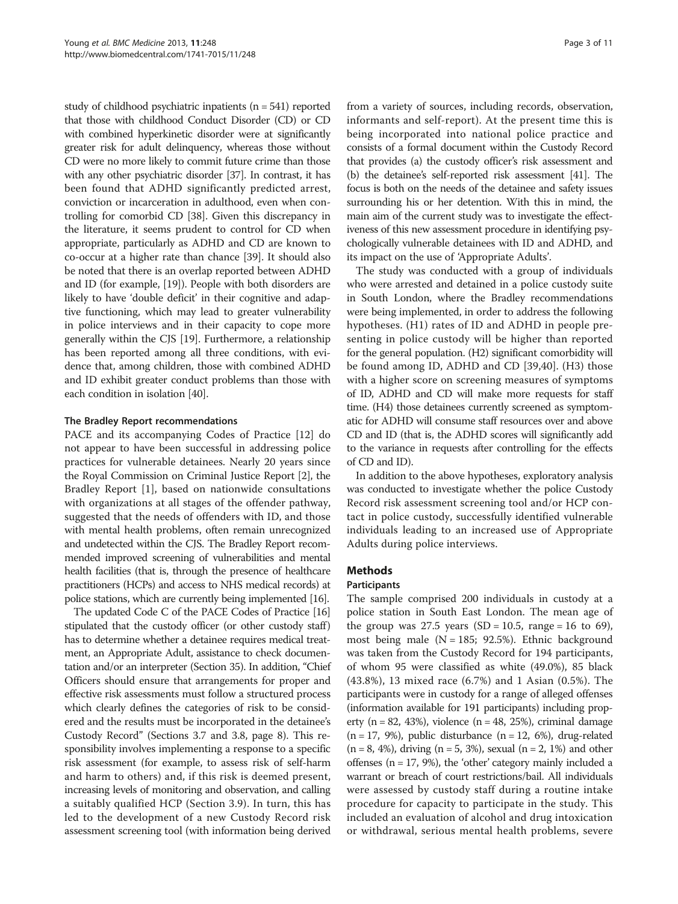study of childhood psychiatric inpatients (n = 541) reported that those with childhood Conduct Disorder (CD) or CD with combined hyperkinetic disorder were at significantly greater risk for adult delinquency, whereas those without CD were no more likely to commit future crime than those with any other psychiatric disorder [37]. In contrast, it has been found that ADHD significantly predicted arrest, conviction or incarceration in adulthood, even when controlling for comorbid CD [38]. Given this discrepancy in the literature, it seems prudent to control for CD when appropriate, particularly as ADHD and CD are known to co-occur at a higher rate than chance [39]. It should also be noted that there is an overlap reported between ADHD and ID (for example, [19]). People with both disorders are likely to have 'double deficit' in their cognitive and adaptive functioning, which may lead to greater vulnerability in police interviews and in their capacity to cope more generally within the CJS [19]. Furthermore, a relationship has been reported among all three conditions, with evidence that, among children, those with combined ADHD and ID exhibit greater conduct problems than those with each condition in isolation [40].

### The Bradley Report recommendations

PACE and its accompanying Codes of Practice [12] do not appear to have been successful in addressing police practices for vulnerable detainees. Nearly 20 years since the Royal Commission on Criminal Justice Report [2], the Bradley Report [1], based on nationwide consultations with organizations at all stages of the offender pathway, suggested that the needs of offenders with ID, and those with mental health problems, often remain unrecognized and undetected within the CJS. The Bradley Report recommended improved screening of vulnerabilities and mental health facilities (that is, through the presence of healthcare practitioners (HCPs) and access to NHS medical records) at police stations, which are currently being implemented [16].

The updated Code C of the PACE Codes of Practice [16] stipulated that the custody officer (or other custody staff) has to determine whether a detainee requires medical treatment, an Appropriate Adult, assistance to check documentation and/or an interpreter (Section 35). In addition, "Chief Officers should ensure that arrangements for proper and effective risk assessments must follow a structured process which clearly defines the categories of risk to be considered and the results must be incorporated in the detainee's Custody Record" (Sections 3.7 and 3.8, page 8). This responsibility involves implementing a response to a specific risk assessment (for example, to assess risk of self-harm and harm to others) and, if this risk is deemed present, increasing levels of monitoring and observation, and calling a suitably qualified HCP (Section 3.9). In turn, this has led to the development of a new Custody Record risk assessment screening tool (with information being derived from a variety of sources, including records, observation, informants and self-report). At the present time this is being incorporated into national police practice and consists of a formal document within the Custody Record that provides (a) the custody officer's risk assessment and (b) the detainee's self-reported risk assessment [41]. The focus is both on the needs of the detainee and safety issues surrounding his or her detention. With this in mind, the main aim of the current study was to investigate the effectiveness of this new assessment procedure in identifying psychologically vulnerable detainees with ID and ADHD, and its impact on the use of 'Appropriate Adults'.

The study was conducted with a group of individuals who were arrested and detained in a police custody suite in South London, where the Bradley recommendations were being implemented, in order to address the following hypotheses. (H1) rates of ID and ADHD in people presenting in police custody will be higher than reported for the general population. (H2) significant comorbidity will be found among ID, ADHD and CD [39,40]. (H3) those with a higher score on screening measures of symptoms of ID, ADHD and CD will make more requests for staff time. (H4) those detainees currently screened as symptomatic for ADHD will consume staff resources over and above CD and ID (that is, the ADHD scores will significantly add to the variance in requests after controlling for the effects of CD and ID).

In addition to the above hypotheses, exploratory analysis was conducted to investigate whether the police Custody Record risk assessment screening tool and/or HCP contact in police custody, successfully identified vulnerable individuals leading to an increased use of Appropriate Adults during police interviews.

## Methods

### Participants

The sample comprised 200 individuals in custody at a police station in South East London. The mean age of the group was 27.5 years (SD = 10.5, range = 16 to 69), most being male (N = 185; 92.5%). Ethnic background was taken from the Custody Record for 194 participants, of whom 95 were classified as white (49.0%), 85 black (43.8%), 13 mixed race (6.7%) and 1 Asian (0.5%). The participants were in custody for a range of alleged offenses (information available for 191 participants) including property (n = 82, 43%), violence (n = 48, 25%), criminal damage (n = 17, 9%), public disturbance (n = 12, 6%), drug-related (n = 8, 4%), driving (n = 5, 3%), sexual (n = 2, 1%) and other offenses (n = 17, 9%), the 'other' category mainly included a warrant or breach of court restrictions/bail. All individuals were assessed by custody staff during a routine intake procedure for capacity to participate in the study. This included an evaluation of alcohol and drug intoxication or withdrawal, serious mental health problems, severe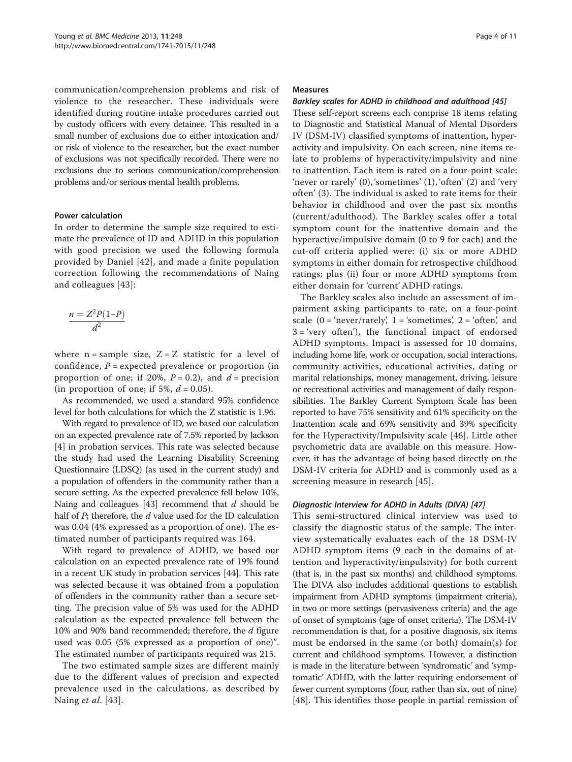communication/comprehension problems and risk of violence to the researcher. These individuals were identified during routine intake procedures carried out by custody officers with every detainee. This resulted in a small number of exclusions due to either intoxication and/or risk of violence to the researcher, but the exact number of exclusions was not specifically recorded. There were no exclusions due to serious communication/comprehension problems and/or serious mental health problems.

### Power calculation

In order to determine the sample size required to estimate the prevalence of ID and ADHD in this population with good precision we used the following formula provided by Daniel [42], and made a finite population correction following the recommendations of Naing and colleagues [43]:

$$\frac{n = Z^2 P(1-P)}{d^2}$$

where n = sample size, Z = Z statistic for a level of confidence, $P$ = expected prevalence or proportion (in proportion of one; if 20%, $P = 0.2$), and $d$ = precision (in proportion of one; if 5%, $d = 0.05$).

As recommended, we used a standard 95% confidence level for both calculations for which the Z statistic is 1.96.

With regard to prevalence of ID, we based our calculation on an expected prevalence rate of 7.5% reported by Jackson [4] in probation services. This rate was selected because the study had used the Learning Disability Screening Questionnaire (LDSQ) (as used in the current study) and a population of offenders in the community rather than a secure setting. As the expected prevalence fell below 10%, Naing and colleagues [43] recommend that $d$ should be half of $P$; therefore, the $d$ value used for the ID calculation was 0.04 (4% expressed as a proportion of one). The estimated number of participants required was 164.

With regard to prevalence of ADHD, we based our calculation on an expected prevalence rate of 19% found in a recent UK study in probation services [44]. This rate was selected because it was obtained from a population of offenders in the community rather than a secure setting. The precision value of 5% was used for the ADHD calculation as the expected prevalence fell between the 10% and 90% band recommended; therefore, the $d$ figure used was 0.05 (5% expressed as a proportion of one)". The estimated number of participants required was 215.

The two estimated sample sizes are different mainly due to the different values of precision and expected prevalence used in the calculations, as described by Naing *et al.* [43].

### Measures

#### *Barkley scales for ADHD in childhood and adulthood [45]*

These self-report screens each comprise 18 items relating to Diagnostic and Statistical Manual of Mental Disorders IV (DSM-IV) classified symptoms of inattention, hyperactivity and impulsivity. On each screen, nine items relate to problems of hyperactivity/impulsivity and nine to inattention. Each item is rated on a four-point scale: 'never or rarely' (0), 'sometimes' (1), 'often' (2) and 'very often' (3). The individual is asked to rate items for their behavior in childhood and over the past six months (current/adulthood). The Barkley scales offer a total symptom count for the inattentive domain and the hyperactive/impulsive domain (0 to 9 for each) and the cut-off criteria applied were: (i) six or more ADHD symptoms in either domain for retrospective childhood ratings; plus (ii) four or more ADHD symptoms from either domain for 'current' ADHD ratings.

The Barkley scales also include an assessment of impairment asking participants to rate, on a four-point scale (0 = 'never/rarely', 1 = 'sometimes', 2 = 'often', and 3 = 'very often'), the functional impact of endorsed ADHD symptoms. Impact is assessed for 10 domains, including home life, work or occupation, social interactions, community activities, educational activities, dating or marital relationships, money management, driving, leisure or recreational activities and management of daily responsibilities. The Barkley Current Symptom Scale has been reported to have 75% sensitivity and 61% specificity on the Inattention scale and 69% sensitivity and 39% specificity for the Hyperactivity/Impulsivity scale [46]. Little other psychometric data are available on this measure. However, it has the advantage of being based directly on the DSM-IV criteria for ADHD and is commonly used as a screening measure in research [45].

#### *Diagnostic Interview for ADHD in Adults (DIVA) [47]*

This semi-structured clinical interview was used to classify the diagnostic status of the sample. The interview systematically evaluates each of the 18 DSM-IV ADHD symptom items (9 each in the domains of attention and hyperactivity/impulsivity) for both current (that is, in the past six months) and childhood symptoms. The DIVA also includes additional questions to establish impairment from ADHD symptoms (impairment criteria), in two or more settings (pervasiveness criteria) and the age of onset of symptoms (age of onset criteria). The DSM-IV recommendation is that, for a positive diagnosis, six items must be endorsed in the same (or both) domain(s) for current and childhood symptoms. However, a distinction is made in the literature between 'syndromatic' and 'symptomatic' ADHD, with the latter requiring endorsement of fewer current symptoms (four, rather than six, out of nine) [48]. This identifies those people in partial remission of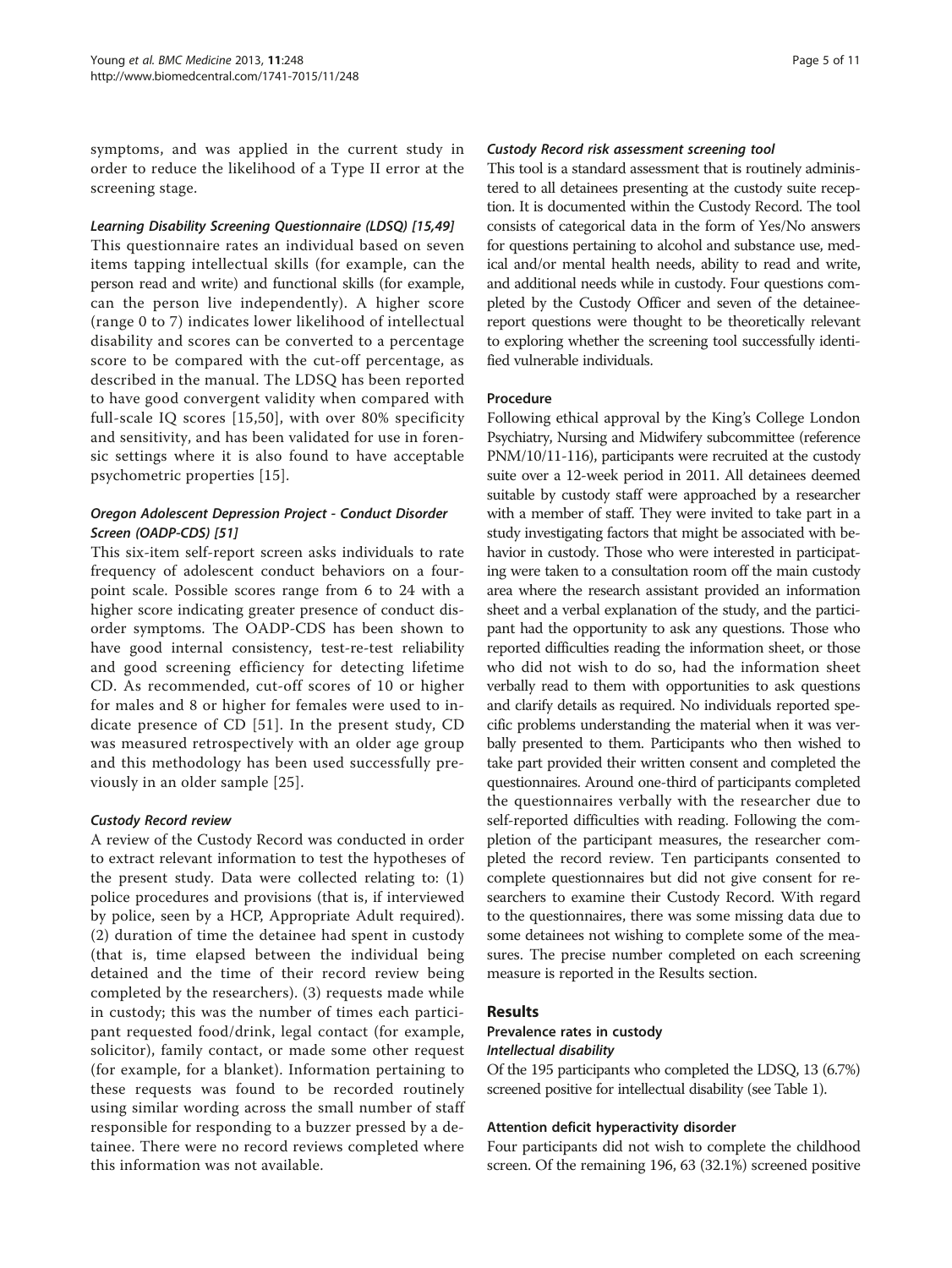symptoms, and was applied in the current study in order to reduce the likelihood of a Type II error at the screening stage.

#### *Learning Disability Screening Questionnaire (LDSQ) [15,49]*

This questionnaire rates an individual based on seven items tapping intellectual skills (for example, can the person read and write) and functional skills (for example, can the person live independently). A higher score (range 0 to 7) indicates lower likelihood of intellectual disability and scores can be converted to a percentage score to be compared with the cut-off percentage, as described in the manual. The LDSQ has been reported to have good convergent validity when compared with full-scale IQ scores [15,50], with over 80% specificity and sensitivity, and has been validated for use in forensic settings where it is also found to have acceptable psychometric properties [15].

#### *Oregon Adolescent Depression Project - Conduct Disorder Screen (OADP-CDS) [51]*

This six-item self-report screen asks individuals to rate frequency of adolescent conduct behaviors on a four-point scale. Possible scores range from 6 to 24 with a higher score indicating greater presence of conduct disorder symptoms. The OADP-CDS has been shown to have good internal consistency, test-re-test reliability and good screening efficiency for detecting lifetime CD. As recommended, cut-off scores of 10 or higher for males and 8 or higher for females were used to indicate presence of CD [51]. In the present study, CD was measured retrospectively with an older age group and this methodology has been used successfully previously in an older sample [25].

#### *Custody Record review*

A review of the Custody Record was conducted in order to extract relevant information to test the hypotheses of the present study. Data were collected relating to: (1) police procedures and provisions (that is, if interviewed by police, seen by a HCP, Appropriate Adult required). (2) duration of time the detainee had spent in custody (that is, time elapsed between the individual being detained and the time of their record review being completed by the researchers). (3) requests made while in custody; this was the number of times each participant requested food/drink, legal contact (for example, solicitor), family contact, or made some other request (for example, for a blanket). Information pertaining to these requests was found to be recorded routinely using similar wording across the small number of staff responsible for responding to a buzzer pressed by a detainee. There were no record reviews completed where this information was not available.

#### *Custody Record risk assessment screening tool*

This tool is a standard assessment that is routinely administered to all detainees presenting at the custody suite reception. It is documented within the Custody Record. The tool consists of categorical data in the form of Yes/No answers for questions pertaining to alcohol and substance use, medical and/or mental health needs, ability to read and write, and additional needs while in custody. Four questions completed by the Custody Officer and seven of the detainee-report questions were thought to be theoretically relevant to exploring whether the screening tool successfully identified vulnerable individuals.

### Procedure

Following ethical approval by the King's College London Psychiatry, Nursing and Midwifery subcommittee (reference PNM/10/11-116), participants were recruited at the custody suite over a 12-week period in 2011. All detainees deemed suitable by custody staff were approached by a researcher with a member of staff. They were invited to take part in a study investigating factors that might be associated with behavior in custody. Those who were interested in participating were taken to a consultation room off the main custody area where the research assistant provided an information sheet and a verbal explanation of the study, and the participant had the opportunity to ask any questions. Those who reported difficulties reading the information sheet, or those who did not wish to do so, had the information sheet verbally read to them with opportunities to ask questions and clarify details as required. No individuals reported specific problems understanding the material when it was verbally presented to them. Participants who then wished to take part provided their written consent and completed the questionnaires. Around one-third of participants completed the questionnaires verbally with the researcher due to self-reported difficulties with reading. Following the completion of the participant measures, the researcher completed the record review. Ten participants consented to complete questionnaires but did not give consent for researchers to examine their Custody Record. With regard to the questionnaires, there was some missing data due to some detainees not wishing to complete some of the measures. The precise number completed on each screening measure is reported in the Results section.

## Results

### Prevalence rates in custody

#### *Intellectual disability*

Of the 195 participants who completed the LDSQ, 13 (6.7%) screened positive for intellectual disability (see Table 1).

#### Attention deficit hyperactivity disorder

Four participants did not wish to complete the childhood screen. Of the remaining 196, 63 (32.1%) screened positive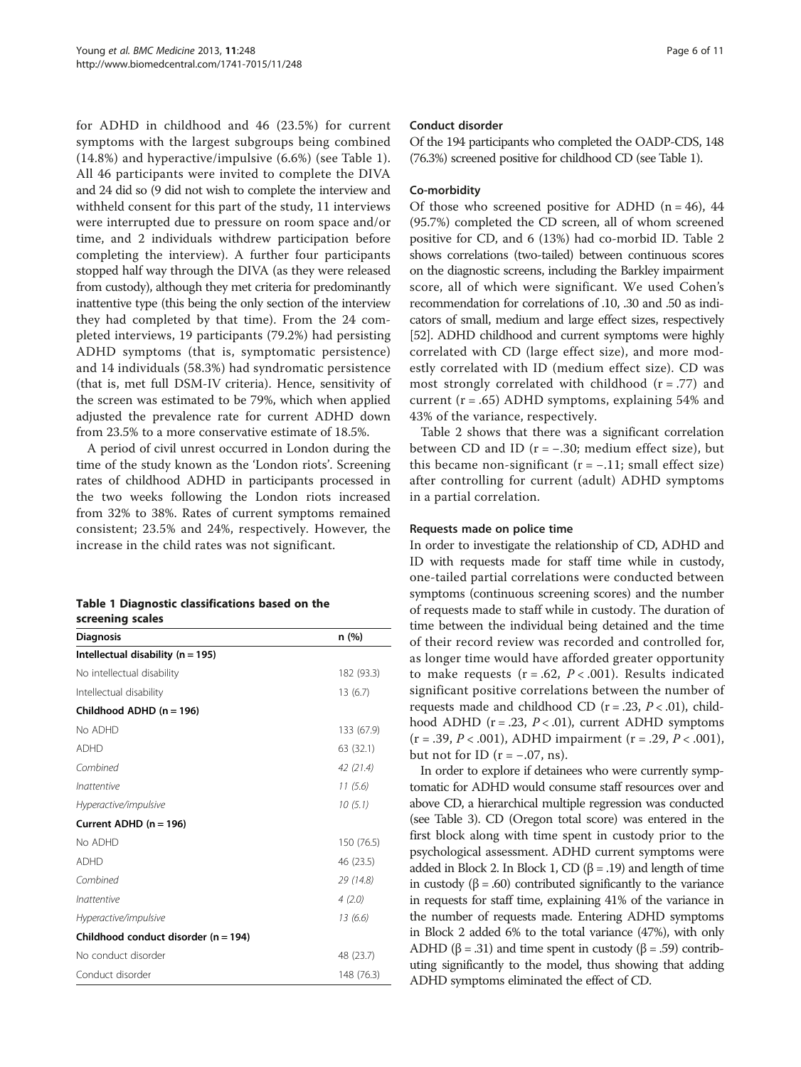for ADHD in childhood and 46 (23.5%) for current symptoms with the largest subgroups being combined (14.8%) and hyperactive/impulsive (6.6%) (see Table 1). All 46 participants were invited to complete the DIVA and 24 did so (9 did not wish to complete the interview and withheld consent for this part of the study, 11 interviews were interrupted due to pressure on room space and/or time, and 2 individuals withdrew participation before completing the interview). A further four participants stopped half way through the DIVA (as they were released from custody), although they met criteria for predominantly inattentive type (this being the only section of the interview they had completed by that time). From the 24 completed interviews, 19 participants (79.2%) had persisting ADHD symptoms (that is, symptomatic persistence) and 14 individuals (58.3%) had syndromatic persistence (that is, met full DSM-IV criteria). Hence, sensitivity of the screen was estimated to be 79%, which when applied adjusted the prevalence rate for current ADHD down from 23.5% to a more conservative estimate of 18.5%.

A period of civil unrest occurred in London during the time of the study known as the 'London riots'. Screening rates of childhood ADHD in participants processed in the two weeks following the London riots increased from 32% to 38%. Rates of current symptoms remained consistent; 23.5% and 24%, respectively. However, the increase in the child rates was not significant.

**Table 1 Diagnostic classifications based on the screening scales**

| Diagnosis | n (%) |
|---|---|
| **Intellectual disability (n = 195)** | |
| No intellectual disability | 182 (93.3) |
| Intellectual disability | 13 (6.7) |
| **Childhood ADHD (n = 196)** | |
| No ADHD | 133 (67.9) |
| ADHD | 63 (32.1) |
| *Combined* | *42 (21.4)* |
| *Inattentive* | *11 (5.6)* |
| *Hyperactive/impulsive* | *10 (5.1)* |
| **Current ADHD (n = 196)** | |
| No ADHD | 150 (76.5) |
| ADHD | 46 (23.5) |
| *Combined* | *29 (14.8)* |
| *Inattentive* | *4 (2.0)* |
| *Hyperactive/impulsive* | *13 (6.6)* |
| **Childhood conduct disorder (n = 194)** | |
| No conduct disorder | 48 (23.7) |
| Conduct disorder | 148 (76.3) |

### Conduct disorder

Of the 194 participants who completed the OADP-CDS, 148 (76.3%) screened positive for childhood CD (see Table 1).

### Co-morbidity

Of those who screened positive for ADHD (n = 46), 44 (95.7%) completed the CD screen, all of whom screened positive for CD, and 6 (13%) had co-morbid ID. Table 2 shows correlations (two-tailed) between continuous scores on the diagnostic screens, including the Barkley impairment score, all of which were significant. We used Cohen's recommendation for correlations of .10, .30 and .50 as indicators of small, medium and large effect sizes, respectively [52]. ADHD childhood and current symptoms were highly correlated with CD (large effect size), and more modestly correlated with ID (medium effect size). CD was most strongly correlated with childhood ($r = .77$) and current ($r = .65$) ADHD symptoms, explaining 54% and 43% of the variance, respectively.

Table 2 shows that there was a significant correlation between CD and ID ($r = -.30$; medium effect size), but this became non-significant ($r = -.11$; small effect size) after controlling for current (adult) ADHD symptoms in a partial correlation.

### Requests made on police time

In order to investigate the relationship of CD, ADHD and ID with requests made for staff time while in custody, one-tailed partial correlations were conducted between symptoms (continuous screening scores) and the number of requests made to staff while in custody. The duration of time between the individual being detained and the time of their record review was recorded and controlled for, as longer time would have afforded greater opportunity to make requests ($r = .62$, $P < .001$). Results indicated significant positive correlations between the number of requests made and childhood CD ($r = .23$, $P < .01$), childhood ADHD ($r = .23$, $P < .01$), current ADHD symptoms ($r = .39$, $P < .001$), ADHD impairment ($r = .29$, $P < .001$), but not for ID ($r = -.07$, ns).

In order to explore if detainees who were currently symptomatic for ADHD would consume staff resources over and above CD, a hierarchical multiple regression was conducted (see Table 3). CD (Oregon total score) was entered in the first block along with time spent in custody prior to the psychological assessment. ADHD current symptoms were added in Block 2. In Block 1, CD ($\beta = .19$) and length of time in custody ($\beta = .60$) contributed significantly to the variance in requests for staff time, explaining 41% of the variance in the number of requests made. Entering ADHD symptoms in Block 2 added 6% to the total variance (47%), with only ADHD ($\beta = .31$) and time spent in custody ($\beta = .59$) contributing significantly to the model, thus showing that adding ADHD symptoms eliminated the effect of CD.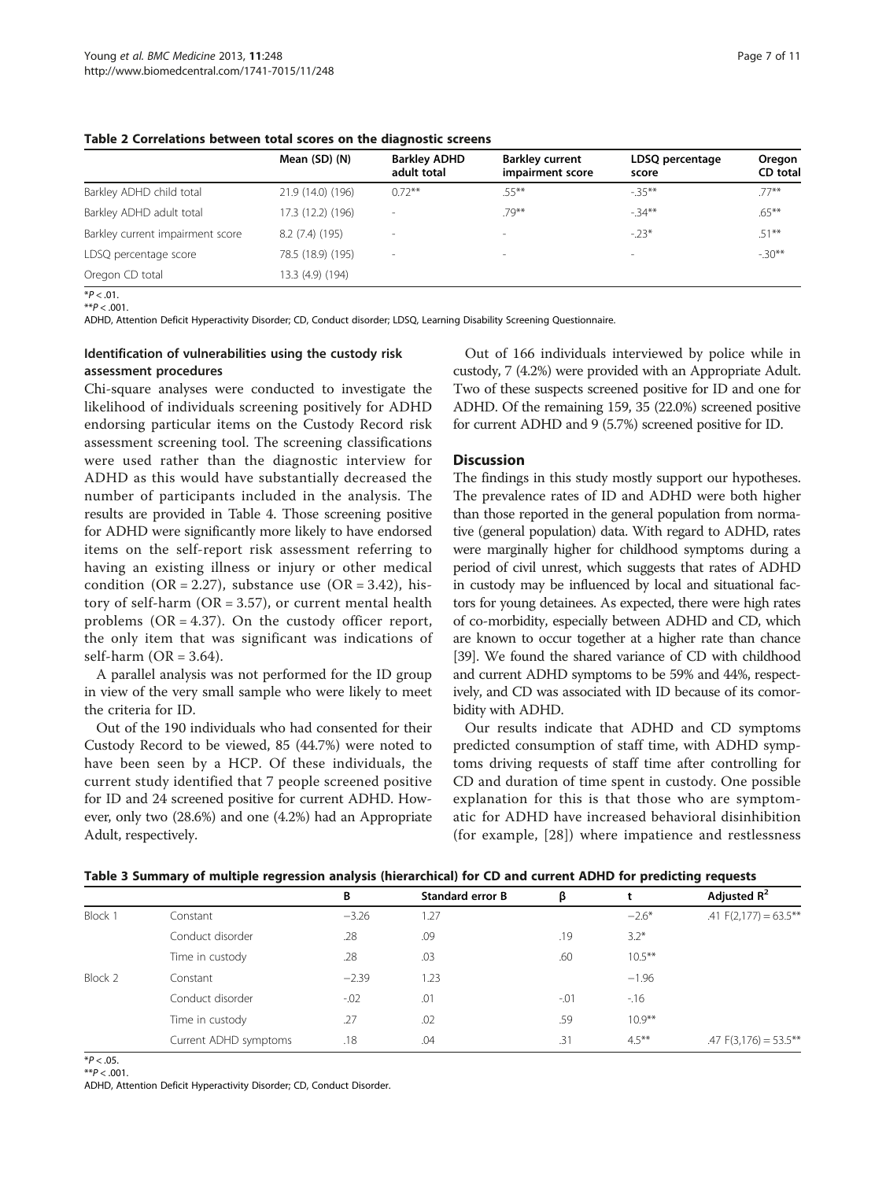**Table 2 Correlations between total scores on the diagnostic screens**

| | Mean (SD) (N) | Barkley ADHD adult total | Barkley current impairment score | LDSQ percentage score | Oregon CD total |
|---|---|---|---|---|---|
| Barkley ADHD child total | 21.9 (14.0) (196) | 0.72** | .55** | -.35** | .77** |
| Barkley ADHD adult total | 17.3 (12.2) (196) | - | .79** | -.34** | .65** |
| Barkley current impairment score | 8.2 (7.4) (195) | - | - | -.23* | .51** |
| LDSQ percentage score | 78.5 (18.9) (195) | - | - | - | -.30** |
| Oregon CD total | 13.3 (4.9) (194) | | | | |

*$P < .01$.
**$P < .001$.
ADHD, Attention Deficit Hyperactivity Disorder; CD, Conduct disorder; LDSQ, Learning Disability Screening Questionnaire.

### Identification of vulnerabilities using the custody risk assessment procedures

Chi-square analyses were conducted to investigate the likelihood of individuals screening positively for ADHD endorsing particular items on the Custody Record risk assessment screening tool. The screening classifications were used rather than the diagnostic interview for ADHD as this would have substantially decreased the number of participants included in the analysis. The results are provided in Table 4. Those screening positive for ADHD were significantly more likely to have endorsed items on the self-report risk assessment referring to having an existing illness or injury or other medical condition (OR = 2.27), substance use (OR = 3.42), history of self-harm (OR = 3.57), or current mental health problems (OR = 4.37). On the custody officer report, the only item that was significant was indications of self-harm (OR = 3.64).

A parallel analysis was not performed for the ID group in view of the very small sample who were likely to meet the criteria for ID.

Out of the 190 individuals who had consented for their Custody Record to be viewed, 85 (44.7%) were noted to have been seen by a HCP. Of these individuals, the current study identified that 7 people screened positive for ID and 24 screened positive for current ADHD. However, only two (28.6%) and one (4.2%) had an Appropriate Adult, respectively.

Out of 166 individuals interviewed by police while in custody, 7 (4.2%) were provided with an Appropriate Adult. Two of these suspects screened positive for ID and one for ADHD. Of the remaining 159, 35 (22.0%) screened positive for current ADHD and 9 (5.7%) screened positive for ID.

## Discussion

The findings in this study mostly support our hypotheses. The prevalence rates of ID and ADHD were both higher than those reported in the general population from normative (general population) data. With regard to ADHD, rates were marginally higher for childhood symptoms during a period of civil unrest, which suggests that rates of ADHD in custody may be influenced by local and situational factors for young detainees. As expected, there were high rates of co-morbidity, especially between ADHD and CD, which are known to occur together at a higher rate than chance [39]. We found the shared variance of CD with childhood and current ADHD symptoms to be 59% and 44%, respectively, and CD was associated with ID because of its comorbidity with ADHD.

Our results indicate that ADHD and CD symptoms predicted consumption of staff time, with ADHD symptoms driving requests of staff time after controlling for CD and duration of time spent in custody. One possible explanation for this is that those who are symptomatic for ADHD have increased behavioral disinhibition (for example, [28]) where impatience and restlessness

**Table 3 Summary of multiple regression analysis (hierarchical) for CD and current ADHD for predicting requests**

| | | B | Standard error B | β | t | Adjusted $R^2$ |
|---|---|---|---|---|---|---|
| Block 1 | Constant | −3.26 | 1.27 | | −2.6* | .41 $F(2,177) = 63.5$** |
| | Conduct disorder | .28 | .09 | .19 | 3.2* | |
| | Time in custody | .28 | .03 | .60 | 10.5** | |
| Block 2 | Constant | −2.39 | 1.23 | | −1.96 | |
| | Conduct disorder | -.02 | .01 | -.01 | -.16 | |
| | Time in custody | .27 | .02 | .59 | 10.9** | |
| | Current ADHD symptoms | .18 | .04 | .31 | 4.5** | .47 $F(3,176) = 53.5$** |

*$P < .05$.
**$P < .001$.
ADHD, Attention Deficit Hyperactivity Disorder; CD, Conduct Disorder.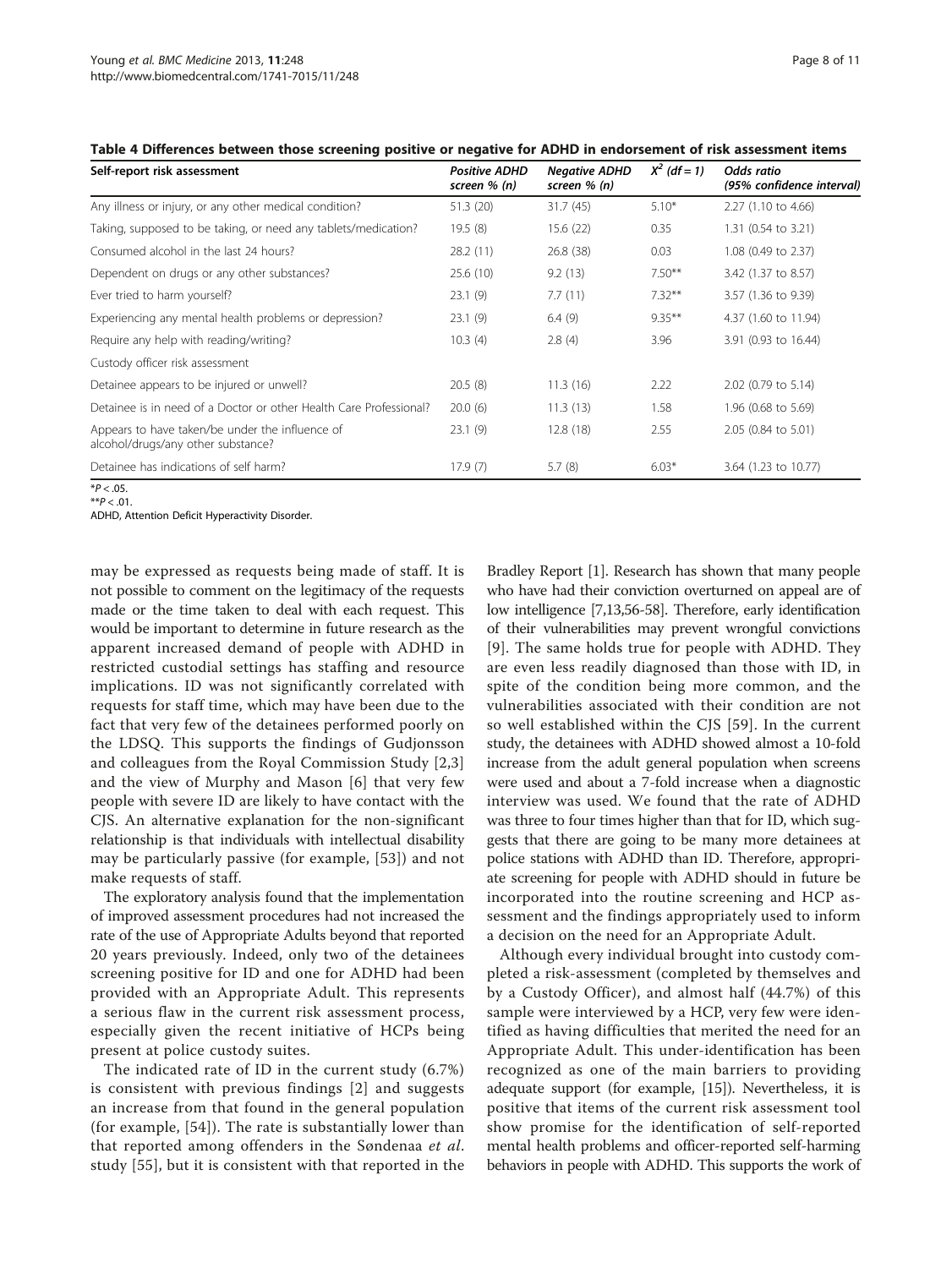**Table 4 Differences between those screening positive or negative for ADHD in endorsement of risk assessment items**

| Self-report risk assessment | Positive ADHD screen % (n) | Negative ADHD screen % (n) | $X^2$ (df = 1) | Odds ratio (95% confidence interval) |
| --- | --- | --- | --- | --- |
| Any illness or injury, or any other medical condition? | 51.3 (20) | 31.7 (45) | 5.10* | 2.27 (1.10 to 4.66) |
| Taking, supposed to be taking, or need any tablets/medication? | 19.5 (8) | 15.6 (22) | 0.35 | 1.31 (0.54 to 3.21) |
| Consumed alcohol in the last 24 hours? | 28.2 (11) | 26.8 (38) | 0.03 | 1.08 (0.49 to 2.37) |
| Dependent on drugs or any other substances? | 25.6 (10) | 9.2 (13) | 7.50** | 3.42 (1.37 to 8.57) |
| Ever tried to harm yourself? | 23.1 (9) | 7.7 (11) | 7.32** | 3.57 (1.36 to 9.39) |
| Experiencing any mental health problems or depression? | 23.1 (9) | 6.4 (9) | 9.35** | 4.37 (1.60 to 11.94) |
| Require any help with reading/writing? | 10.3 (4) | 2.8 (4) | 3.96 | 3.91 (0.93 to 16.44) |
| Custody officer risk assessment | | | | |
| Detainee appears to be injured or unwell? | 20.5 (8) | 11.3 (16) | 2.22 | 2.02 (0.79 to 5.14) |
| Detainee is in need of a Doctor or other Health Care Professional? | 20.0 (6) | 11.3 (13) | 1.58 | 1.96 (0.68 to 5.69) |
| Appears to have taken/be under the influence of alcohol/drugs/any other substance? | 23.1 (9) | 12.8 (18) | 2.55 | 2.05 (0.84 to 5.01) |
| Detainee has indications of self harm? | 17.9 (7) | 5.7 (8) | 6.03* | 3.64 (1.23 to 10.77) |

*$P < .05$.
**$P < .01$.
ADHD, Attention Deficit Hyperactivity Disorder.

may be expressed as requests being made of staff. It is not possible to comment on the legitimacy of the requests made or the time taken to deal with each request. This would be important to determine in future research as the apparent increased demand of people with ADHD in restricted custodial settings has staffing and resource implications. ID was not significantly correlated with requests for staff time, which may have been due to the fact that very few of the detainees performed poorly on the LDSQ. This supports the findings of Gudjonsson and colleagues from the Royal Commission Study [2,3] and the view of Murphy and Mason [6] that very few people with severe ID are likely to have contact with the CJS. An alternative explanation for the non-significant relationship is that individuals with intellectual disability may be particularly passive (for example, [53]) and not make requests of staff.

The exploratory analysis found that the implementation of improved assessment procedures had not increased the rate of the use of Appropriate Adults beyond that reported 20 years previously. Indeed, only two of the detainees screening positive for ID and one for ADHD had been provided with an Appropriate Adult. This represents a serious flaw in the current risk assessment process, especially given the recent initiative of HCPs being present at police custody suites.

The indicated rate of ID in the current study (6.7%) is consistent with previous findings [2] and suggests an increase from that found in the general population (for example, [54]). The rate is substantially lower than that reported among offenders in the Søndenaa *et al.* study [55], but it is consistent with that reported in the Bradley Report [1]. Research has shown that many people who have had their conviction overturned on appeal are of low intelligence [7,13,56-58]. Therefore, early identification of their vulnerabilities may prevent wrongful convictions [9]. The same holds true for people with ADHD. They are even less readily diagnosed than those with ID, in spite of the condition being more common, and the vulnerabilities associated with their condition are not so well established within the CJS [59]. In the current study, the detainees with ADHD showed almost a 10-fold increase from the adult general population when screens were used and about a 7-fold increase when a diagnostic interview was used. We found that the rate of ADHD was three to four times higher than that for ID, which suggests that there are going to be many more detainees at police stations with ADHD than ID. Therefore, appropriate screening for people with ADHD should in future be incorporated into the routine screening and HCP assessment and the findings appropriately used to inform a decision on the need for an Appropriate Adult.

Although every individual brought into custody completed a risk-assessment (completed by themselves and by a Custody Officer), and almost half (44.7%) of this sample were interviewed by a HCP, very few were identified as having difficulties that merited the need for an Appropriate Adult. This under-identification has been recognized as one of the main barriers to providing adequate support (for example, [15]). Nevertheless, it is positive that items of the current risk assessment tool show promise for the identification of self-reported mental health problems and officer-reported self-harming behaviors in people with ADHD. This supports the work of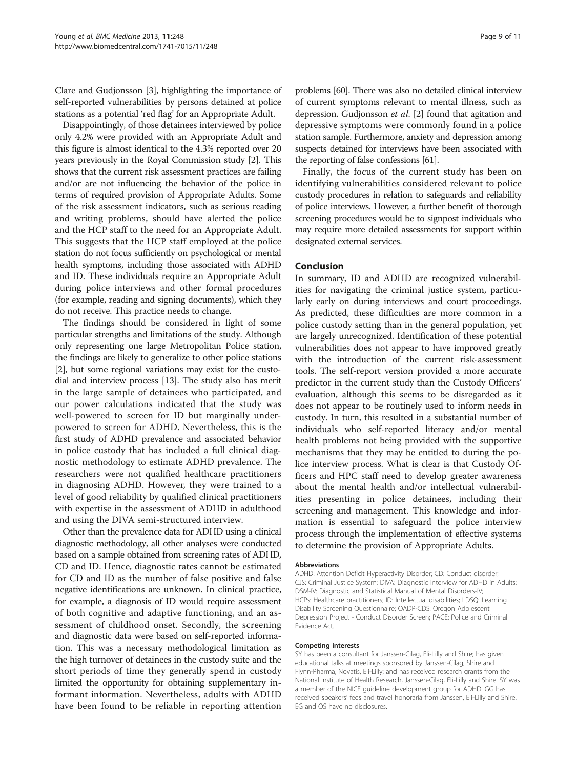Clare and Gudjonsson [3], highlighting the importance of self-reported vulnerabilities by persons detained at police stations as a potential 'red flag' for an Appropriate Adult.

Disappointingly, of those detainees interviewed by police only 4.2% were provided with an Appropriate Adult and this figure is almost identical to the 4.3% reported over 20 years previously in the Royal Commission study [2]. This shows that the current risk assessment practices are failing and/or are not influencing the behavior of the police in terms of required provision of Appropriate Adults. Some of the risk assessment indicators, such as serious reading and writing problems, should have alerted the police and the HCP staff to the need for an Appropriate Adult. This suggests that the HCP staff employed at the police station do not focus sufficiently on psychological or mental health symptoms, including those associated with ADHD and ID. These individuals require an Appropriate Adult during police interviews and other formal procedures (for example, reading and signing documents), which they do not receive. This practice needs to change.

The findings should be considered in light of some particular strengths and limitations of the study. Although only representing one large Metropolitan Police station, the findings are likely to generalize to other police stations [2], but some regional variations may exist for the custodial and interview process [13]. The study also has merit in the large sample of detainees who participated, and our power calculations indicated that the study was well-powered to screen for ID but marginally underpowered to screen for ADHD. Nevertheless, this is the first study of ADHD prevalence and associated behavior in police custody that has included a full clinical diagnostic methodology to estimate ADHD prevalence. The researchers were not qualified healthcare practitioners in diagnosing ADHD. However, they were trained to a level of good reliability by qualified clinical practitioners with expertise in the assessment of ADHD in adulthood and using the DIVA semi-structured interview.

Other than the prevalence data for ADHD using a clinical diagnostic methodology, all other analyses were conducted based on a sample obtained from screening rates of ADHD, CD and ID. Hence, diagnostic rates cannot be estimated for CD and ID as the number of false positive and false negative identifications are unknown. In clinical practice, for example, a diagnosis of ID would require assessment of both cognitive and adaptive functioning, and an assessment of childhood onset. Secondly, the screening and diagnostic data were based on self-reported information. This was a necessary methodological limitation as the high turnover of detainees in the custody suite and the short periods of time they generally spend in custody limited the opportunity for obtaining supplementary informant information. Nevertheless, adults with ADHD have been found to be reliable in reporting attention problems [60]. There was also no detailed clinical interview of current symptoms relevant to mental illness, such as depression. Gudjonsson *et al*. [2] found that agitation and depressive symptoms were commonly found in a police station sample. Furthermore, anxiety and depression among suspects detained for interviews have been associated with the reporting of false confessions [61].

Finally, the focus of the current study has been on identifying vulnerabilities considered relevant to police custody procedures in relation to safeguards and reliability of police interviews. However, a further benefit of thorough screening procedures would be to signpost individuals who may require more detailed assessments for support within designated external services.

## Conclusion

In summary, ID and ADHD are recognized vulnerabilities for navigating the criminal justice system, particularly early on during interviews and court proceedings. As predicted, these difficulties are more common in a police custody setting than in the general population, yet are largely unrecognized. Identification of these potential vulnerabilities does not appear to have improved greatly with the introduction of the current risk-assessment tools. The self-report version provided a more accurate predictor in the current study than the Custody Officers' evaluation, although this seems to be disregarded as it does not appear to be routinely used to inform needs in custody. In turn, this resulted in a substantial number of individuals who self-reported literacy and/or mental health problems not being provided with the supportive mechanisms that they may be entitled to during the police interview process. What is clear is that Custody Officers and HPC staff need to develop greater awareness about the mental health and/or intellectual vulnerabilities presenting in police detainees, including their screening and management. This knowledge and information is essential to safeguard the police interview process through the implementation of effective systems to determine the provision of Appropriate Adults.

#### Abbreviations

ADHD: Attention Deficit Hyperactivity Disorder; CD: Conduct disorder; CJS: Criminal Justice System; DIVA: Diagnostic Interview for ADHD in Adults; DSM-IV: Diagnostic and Statistical Manual of Mental Disorders-IV; HCPs: Healthcare practitioners; ID: Intellectual disabilities; LDSQ: Learning Disability Screening Questionnaire; OADP-CDS: Oregon Adolescent Depression Project - Conduct Disorder Screen; PACE: Police and Criminal Evidence Act.

#### Competing interests

SY has been a consultant for Janssen-Cilag, Eli-Lilly and Shire; has given educational talks at meetings sponsored by Janssen-Cilag, Shire and Flynn-Pharma, Novatis, Eli-Lilly; and has received research grants from the National Institute of Health Research, Janssen-Cilag, Eli-Lilly and Shire. SY was a member of the NICE guideline development group for ADHD. GG has received speakers' fees and travel honoraria from Janssen, Eli-Lilly and Shire. EG and OS have no disclosures.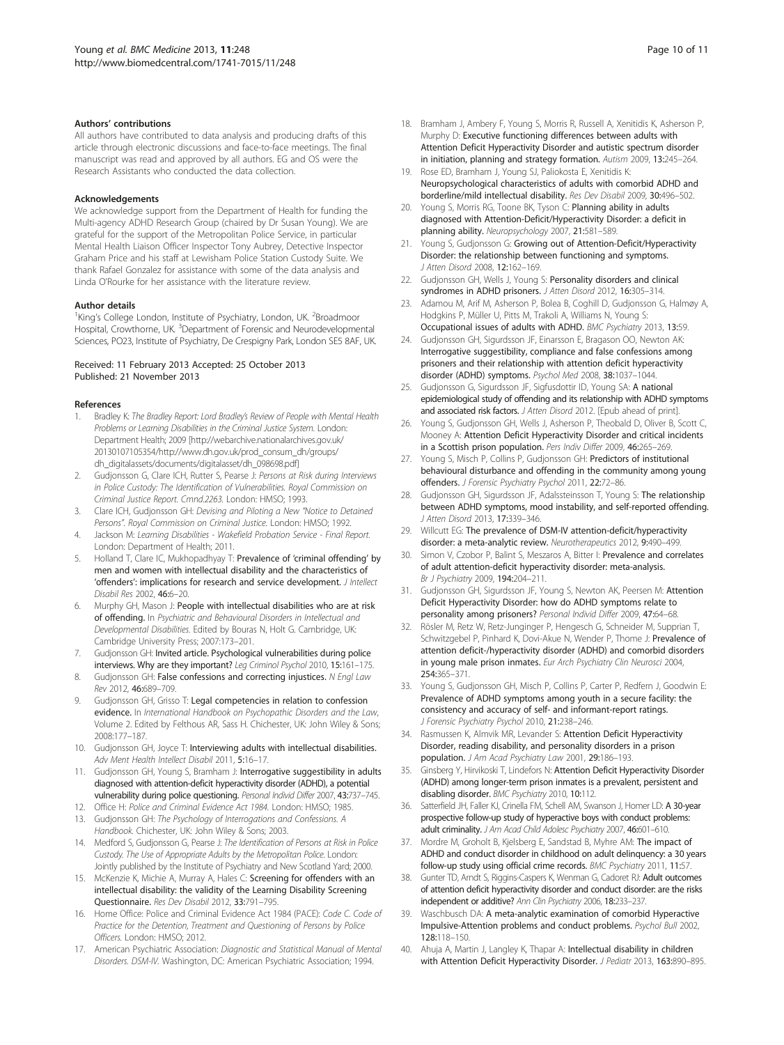#### Authors' contributions

All authors have contributed to data analysis and producing drafts of this article through electronic discussions and face-to-face meetings. The final manuscript was read and approved by all authors. EG and OS were the Research Assistants who conducted the data collection.

#### Acknowledgements

We acknowledge support from the Department of Health for funding the Multi-agency ADHD Research Group (chaired by Dr Susan Young). We are grateful for the support of the Metropolitan Police Service, in particular Mental Health Liaison Officer Inspector Tony Aubrey, Detective Inspector Graham Price and his staff at Lewisham Police Station Custody Suite. We thank Rafael Gonzalez for assistance with some of the data analysis and Linda O'Rourke for her assistance with the literature review.

#### Author details

[1]King's College London, Institute of Psychiatry, London, UK. [2]Broadmoor Hospital, Crowthorne, UK. [3]Department of Forensic and Neurodevelopmental Sciences, PO23, Institute of Psychiatry, De Crespigny Park, London SE5 8AF, UK.

Received: 11 February 2013 Accepted: 25 October 2013
Published: 21 November 2013

#### References

1. Bradley K: *The Bradley Report: Lord Bradley's Review of People with Mental Health Problems or Learning Disabilities in the Criminal Justice System.* London: Department Health; 2009 [http://webarchive.nationalarchives.gov.uk/20130107105354/http://www.dh.gov.uk/prod_consum_dh/groups/dh_digitalassets/documents/digitalasset/dh_098698.pdf]
2. Gudjonsson G, Clare ICH, Rutter S, Pearse J: *Persons at Risk during Interviews in Police Custody: The Identification of Vulnerabilities. Royal Commission on Criminal Justice Report. Cmnd.2263.* London: HMSO; 1993.
3. Clare ICH, Gudjonsson GH: *Devising and Piloting a New "Notice to Detained Persons". Royal Commission on Criminal Justice.* London: HMSO; 1992.
4. Jackson M: *Learning Disabilities - Wakefield Probation Service - Final Report.* London: Department of Health; 2011.
5. Holland T, Clare IC, Mukhopadhyay T: **Prevalence of 'criminal offending' by men and women with intellectual disability and the characteristics of 'offenders': implications for research and service development.** *J Intellect Disabil Res* 2002, **46:**6–20.
6. Murphy GH, Mason J: **People with intellectual disabilities who are at risk of offending.** In *Psychiatric and Behavioural Disorders in Intellectual and Developmental Disabilities.* Edited by Bouras N, Holt G. Cambridge, UK: Cambridge University Press; 2007:173–201.
7. Gudjonsson GH: **Invited article. Psychological vulnerabilities during police interviews. Why are they important?** *Leg Criminol Psychol* 2010, **15:**161–175.
8. Gudjonsson GH: **False confessions and correcting injustices.** *N Engl Law Rev* 2012, **46:**689–709.
9. Gudjonsson GH, Grisso T: **Legal competencies in relation to confession evidence.** In *International Handbook on Psychopathic Disorders and the Law*, Volume 2. Edited by Felthous AR, Sass H. Chichester, UK: John Wiley & Sons; 2008:177–187.
10. Gudjonsson GH, Joyce T: **Interviewing adults with intellectual disabilities.** *Adv Ment Health Intellect Disabil* 2011, **5:**16–17.
11. Gudjonsson GH, Young S, Bramham J: **Interrogative suggestibility in adults diagnosed with attention-deficit hyperactivity disorder (ADHD), a potential vulnerability during police questioning.** *Personal Individ Differ* 2007, **43:**737–745.
12. Office H: *Police and Criminal Evidence Act 1984.* London: HMSO; 1985.
13. Gudjonsson GH: *The Psychology of Interrogations and Confessions. A Handbook.* Chichester, UK: John Wiley & Sons; 2003.
14. Medford S, Gudjonsson G, Pearse J: *The Identification of Persons at Risk in Police Custody. The Use of Appropriate Adults by the Metropolitan Police.* London: Jointly published by the Institute of Psychiatry and New Scotland Yard; 2000.
15. McKenzie K, Michie A, Murray A, Hales C: **Screening for offenders with an intellectual disability: the validity of the Learning Disability Screening Questionnaire.** *Res Dev Disabil* 2012, **33:**791–795.
16. Home Office: Police and Criminal Evidence Act 1984 (PACE): *Code C. Code of Practice for the Detention, Treatment and Questioning of Persons by Police Officers.* London: HMSO; 2012.
17. American Psychiatric Association: *Diagnostic and Statistical Manual of Mental Disorders. DSM-IV.* Washington, DC: American Psychiatric Association; 1994.
18. Bramham J, Ambery F, Young S, Morris R, Russell A, Xenitidis K, Asherson P, Murphy D: **Executive functioning differences between adults with Attention Deficit Hyperactivity Disorder and autistic spectrum disorder in initiation, planning and strategy formation.** *Autism* 2009, **13:**245–264.
19. Rose ED, Bramham J, Young SJ, Paliokosta E, Xenitidis K: **Neuropsychological characteristics of adults with comorbid ADHD and borderline/mild intellectual disability.** *Res Dev Disabil* 2009, **30:**496–502.
20. Young S, Morris RG, Toone BK, Tyson C: **Planning ability in adults diagnosed with Attention-Deficit/Hyperactivity Disorder: a deficit in planning ability.** *Neuropsychology* 2007, **21:**581–589.
21. Young S, Gudjonsson G: **Growing out of Attention-Deficit/Hyperactivity Disorder: the relationship between functioning and symptoms.** *J Atten Disord* 2008, **12:**162–169.
22. Gudjonsson GH, Wells J, Young S: **Personality disorders and clinical syndromes in ADHD prisoners.** *J Atten Disord* 2012, **16:**305–314.
23. Adamou M, Arif M, Asherson P, Bolea B, Coghill D, Gudjonsson G, Halmøy A, Hodgkins P, Müller U, Pitts M, Trakoli A, Williams N, Young S: **Occupational issues of adults with ADHD.** *BMC Psychiatry* 2013, **13:**59.
24. Gudjonsson GH, Sigurdsson JF, Einarsson E, Bragason OO, Newton AK: **Interrogative suggestibility, compliance and false confessions among prisoners and their relationship with attention deficit hyperactivity disorder (ADHD) symptoms.** *Psychol Med* 2008, **38:**1037–1044.
25. Gudjonsson G, Sigurdsson JF, Sigfusdottir ID, Young SA: **A national epidemiological study of offending and its relationship with ADHD symptoms and associated risk factors.** *J Atten Disord* 2012. [Epub ahead of print].
26. Young S, Gudjonsson GH, Wells J, Asherson P, Theobald D, Oliver B, Scott C, Mooney A: **Attention Deficit Hyperactivity Disorder and critical incidents in a Scottish prison population.** *Pers Indiv Differ* 2009, **46:**265–269.
27. Young S, Misch P, Collins P, Gudjonsson GH: **Predictors of institutional behavioural disturbance and offending in the community among young offenders.** *J Forensic Psychiatry Psychol* 2011, **22:**72–86.
28. Gudjonsson GH, Sigurdsson JF, Adalsteinsson T, Young S: **The relationship between ADHD symptoms, mood instability, and self-reported offending.** *J Atten Disord* 2013, **17:**339–346.
29. Willcutt EG: **The prevalence of DSM-IV attention-deficit/hyperactivity disorder: a meta-analytic review.** *Neurotherapeutics* 2012, **9:**490–499.
30. Simon V, Czobor P, Balint S, Meszaros A, Bitter I: **Prevalence and correlates of adult attention-deficit hyperactivity disorder: meta-analysis.** *Br J Psychiatry* 2009, **194:**204–211.
31. Gudjonsson GH, Sigurdsson JF, Young S, Newton AK, Peersen M: **Attention Deficit Hyperactivity Disorder: how do ADHD symptoms relate to personality among prisoners?** *Personal Individ Differ* 2009, **47:**64–68.
32. Rösler M, Retz W, Retz-Junginger P, Hengesch G, Schneider M, Supprian T, Schwitzgebel P, Pinhard K, Dovi-Akue N, Wender P, Thome J: **Prevalence of attention deficit-/hyperactivity disorder (ADHD) and comorbid disorders in young male prison inmates.** *Eur Arch Psychiatry Clin Neurosci* 2004, **254:**365–371.
33. Young S, Gudjonsson GH, Misch P, Collins P, Carter P, Redfern J, Goodwin E: **Prevalence of ADHD symptoms among youth in a secure facility: the consistency and accuracy of self- and informant-report ratings.** *J Forensic Psychiatry Psychol* 2010, **21:**238–246.
34. Rasmussen K, Almvik MR, Levander S: **Attention Deficit Hyperactivity Disorder, reading disability, and personality disorders in a prison population.** *J Am Acad Psychiatry Law* 2001, **29:**186–193.
35. Ginsberg Y, Hirvikoski T, Lindefors N: **Attention Deficit Hyperactivity Disorder (ADHD) among longer-term prison inmates is a prevalent, persistent and disabling disorder.** *BMC Psychiatry* 2010, **10:**112.
36. Satterfield JH, Faller KJ, Crinella FM, Schell AM, Swanson J, Homer LD: **A 30-year prospective follow-up study of hyperactive boys with conduct problems: adult criminality.** *J Am Acad Child Adolesc Psychiatry* 2007, **46:**601–610.
37. Mordre M, Groholt B, Kjelsberg E, Sandstad B, Myhre AM: **The impact of ADHD and conduct disorder in childhood on adult delinquency: a 30 years follow-up study using official crime records.** *BMC Psychiatry* 2011, **11:**57.
38. Gunter TD, Arndt S, Riggins-Caspers K, Wenman G, Cadoret RJ: **Adult outcomes of attention deficit hyperactivity disorder and conduct disorder: are the risks independent or additive?** *Ann Clin Psychiatry* 2006, **18:**233–237.
39. Waschbusch DA: **A meta-analytic examination of comorbid Hyperactive Impulsive-Attention problems and conduct problems.** *Psychol Bull* 2002, **128:**118–150.
40. Ahuja A, Martin J, Langley K, Thapar A: **Intellectual disability in children with Attention Deficit Hyperactivity Disorder.** *J Pediatr* 2013, **163:**890–895.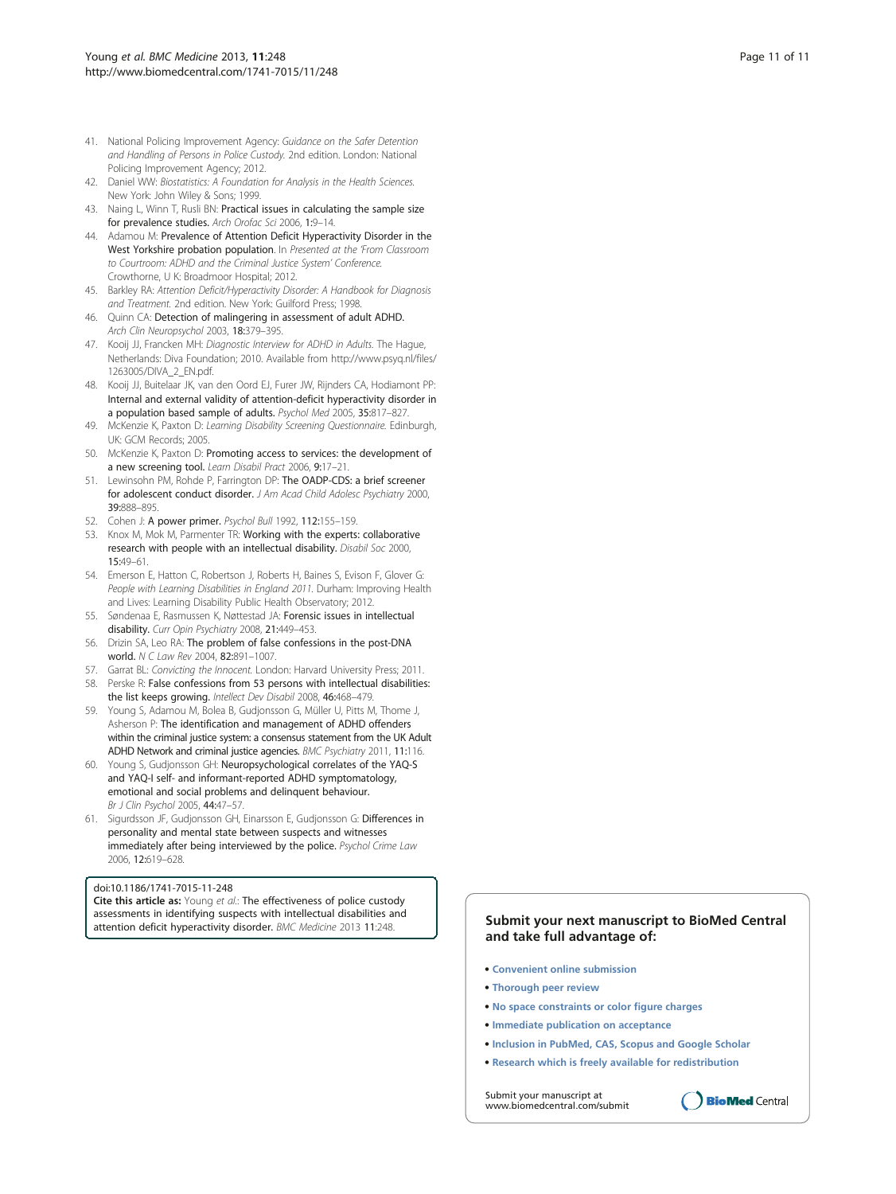41. National Policing Improvement Agency: *Guidance on the Safer Detention and Handling of Persons in Police Custody.* 2nd edition. London: National Policing Improvement Agency; 2012.
42. Daniel WW: *Biostatistics: A Foundation for Analysis in the Health Sciences.* New York: John Wiley & Sons; 1999.
43. Naing L, Winn T, Rusli BN: **Practical issues in calculating the sample size for prevalence studies.** *Arch Orofac Sci* 2006, **1:**9–14.
44. Adamou M: **Prevalence of Attention Deficit Hyperactivity Disorder in the West Yorkshire probation population**. In *Presented at the 'From Classroom to Courtroom: ADHD and the Criminal Justice System' Conference.* Crowthorne, U K: Broadmoor Hospital; 2012.
45. Barkley RA: *Attention Deficit/Hyperactivity Disorder: A Handbook for Diagnosis and Treatment.* 2nd edition. New York: Guilford Press; 1998.
46. Quinn CA: **Detection of malingering in assessment of adult ADHD.** *Arch Clin Neuropsychol* 2003, **18:**379–395.
47. Kooij JJ, Francken MH: *Diagnostic Interview for ADHD in Adults.* The Hague, Netherlands: Diva Foundation; 2010. Available from http://www.psyq.nl/files/1263005/DIVA_2_EN.pdf.
48. Kooij JJ, Buitelaar JK, van den Oord EJ, Furer JW, Rijnders CA, Hodiamont PP: **Internal and external validity of attention-deficit hyperactivity disorder in a population based sample of adults.** *Psychol Med* 2005, **35:**817–827.
49. McKenzie K, Paxton D: *Learning Disability Screening Questionnaire.* Edinburgh, UK: GCM Records; 2005.
50. McKenzie K, Paxton D: **Promoting access to services: the development of a new screening tool.** *Learn Disabil Pract* 2006, **9:**17–21.
51. Lewinsohn PM, Rohde P, Farrington DP: **The OADP-CDS: a brief screener for adolescent conduct disorder.** *J Am Acad Child Adolesc Psychiatry* 2000, **39:**888–895.
52. Cohen J: **A power primer.** *Psychol Bull* 1992, **112:**155–159.
53. Knox M, Mok M, Parmenter TR: **Working with the experts: collaborative research with people with an intellectual disability.** *Disabil Soc* 2000, **15:**49–61.
54. Emerson E, Hatton C, Robertson J, Roberts H, Baines S, Evison F, Glover G: *People with Learning Disabilities in England 2011.* Durham: Improving Health and Lives: Learning Disability Public Health Observatory; 2012.
55. Søndenaa E, Rasmussen K, Nøttestad JA: **Forensic issues in intellectual disability.** *Curr Opin Psychiatry* 2008, **21:**449–453.
56. Drizin SA, Leo RA: **The problem of false confessions in the post-DNA world.** *N C Law Rev* 2004, **82:**891–1007.
57. Garrat BL: *Convicting the Innocent.* London: Harvard University Press; 2011.
58. Perske R: **False confessions from 53 persons with intellectual disabilities: the list keeps growing.** *Intellect Dev Disabil* 2008, **46:**468–479.
59. Young S, Adamou M, Bolea B, Gudjonsson G, Müller U, Pitts M, Thome J, Asherson P: **The identification and management of ADHD offenders within the criminal justice system: a consensus statement from the UK Adult ADHD Network and criminal justice agencies.** *BMC Psychiatry* 2011, **11:**116.
60. Young S, Gudjonsson GH: **Neuropsychological correlates of the YAQ-S and YAQ-I self- and informant-reported ADHD symptomatology, emotional and social problems and delinquent behaviour.** *Br J Clin Psychol* 2005, **44:**47–57.
61. Sigurdsson JF, Gudjonsson GH, Einarsson E, Gudjonsson G: **Differences in personality and mental state between suspects and witnesses immediately after being interviewed by the police.** *Psychol Crime Law* 2006, **12:**619–628.

doi:10.1186/1741-7015-11-248

**Cite this article as:** Young *et al.*: The effectiveness of police custody assessments in identifying suspects with intellectual disabilities and attention deficit hyperactivity disorder. *BMC Medicine* 2013 **11**:248.

**Submit your next manuscript to BioMed Central and take full advantage of:**

- **Convenient online submission**
- **Thorough peer review**
- **No space constraints or color figure charges**
- **Immediate publication on acceptance**
- **Inclusion in PubMed, CAS, Scopus and Google Scholar**
- **Research which is freely available for redistribution**

Submit your manuscript at
www.biomedcentral.com/submit

BioMed Central